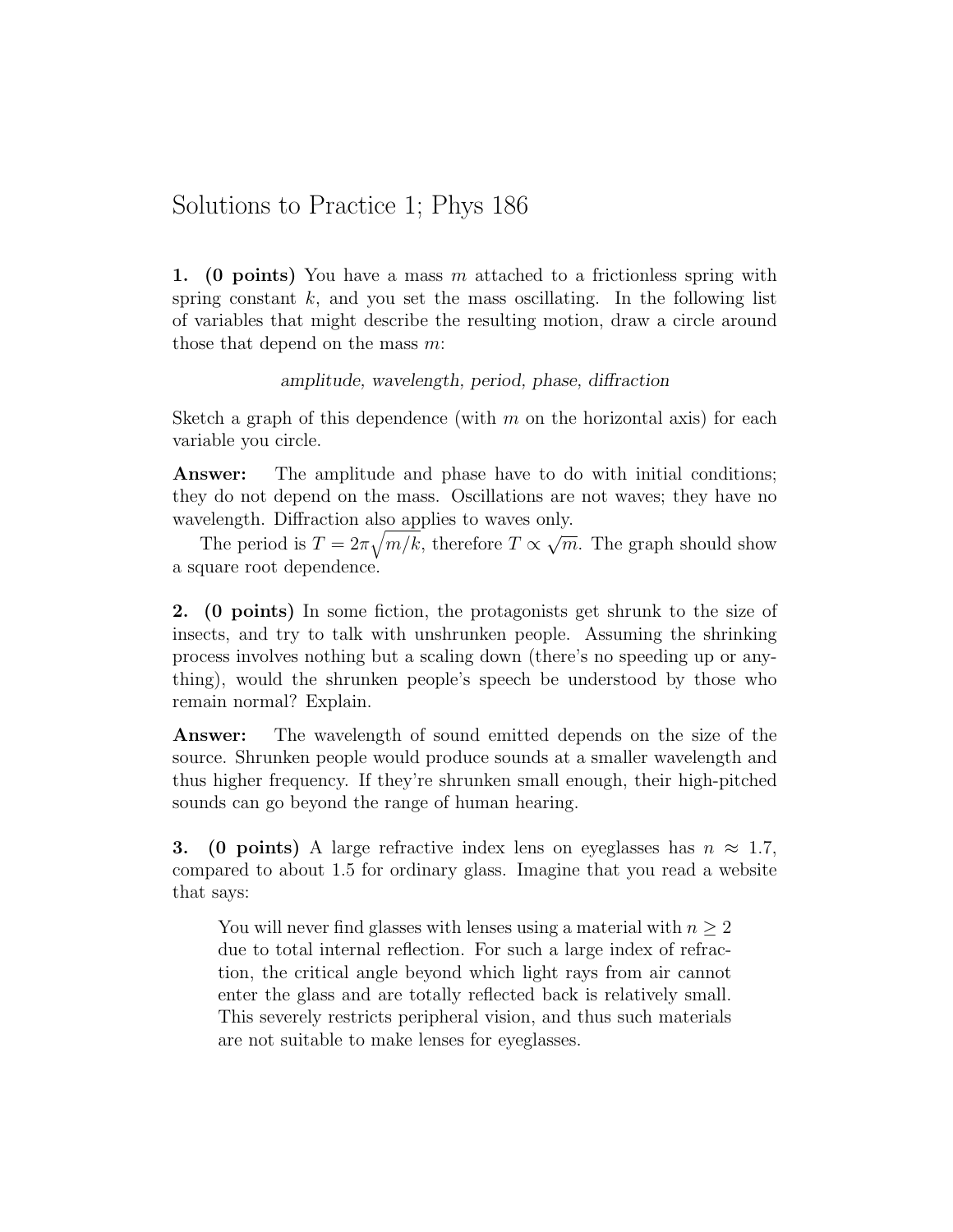# Solutions to Practice 1; Phys 186

**1. (0 points)** You have a mass $m$ attached to a frictionless spring with spring constant $k$, and you set the mass oscillating. In the following list of variables that might describe the resulting motion, draw a circle around those that depend on the mass $m$:

*amplitude, wavelength, period, phase, diffraction*

Sketch a graph of this dependence (with $m$ on the horizontal axis) for each variable you circle.

**Answer:** The amplitude and phase have to do with initial conditions; they do not depend on the mass. Oscillations are not waves; they have no wavelength. Diffraction also applies to waves only.

The period is $T = 2\pi\sqrt{m/k}$, therefore $T \propto \sqrt{m}$. The graph should show a square root dependence.

**2. (0 points)** In some fiction, the protagonists get shrunk to the size of insects, and try to talk with unshrunken people. Assuming the shrinking process involves nothing but a scaling down (there's no speeding up or anything), would the shrunken people's speech be understood by those who remain normal? Explain.

**Answer:** The wavelength of sound emitted depends on the size of the source. Shrunken people would produce sounds at a smaller wavelength and thus higher frequency. If they're shrunken small enough, their high-pitched sounds can go beyond the range of human hearing.

**3. (0 points)** A large refractive index lens on eyeglasses has $n \approx 1.7$, compared to about 1.5 for ordinary glass. Imagine that you read a website that says:

> You will never find glasses with lenses using a material with $n \geq 2$ due to total internal reflection. For such a large index of refraction, the critical angle beyond which light rays from air cannot enter the glass and are totally reflected back is relatively small. This severely restricts peripheral vision, and thus such materials are not suitable to make lenses for eyeglasses.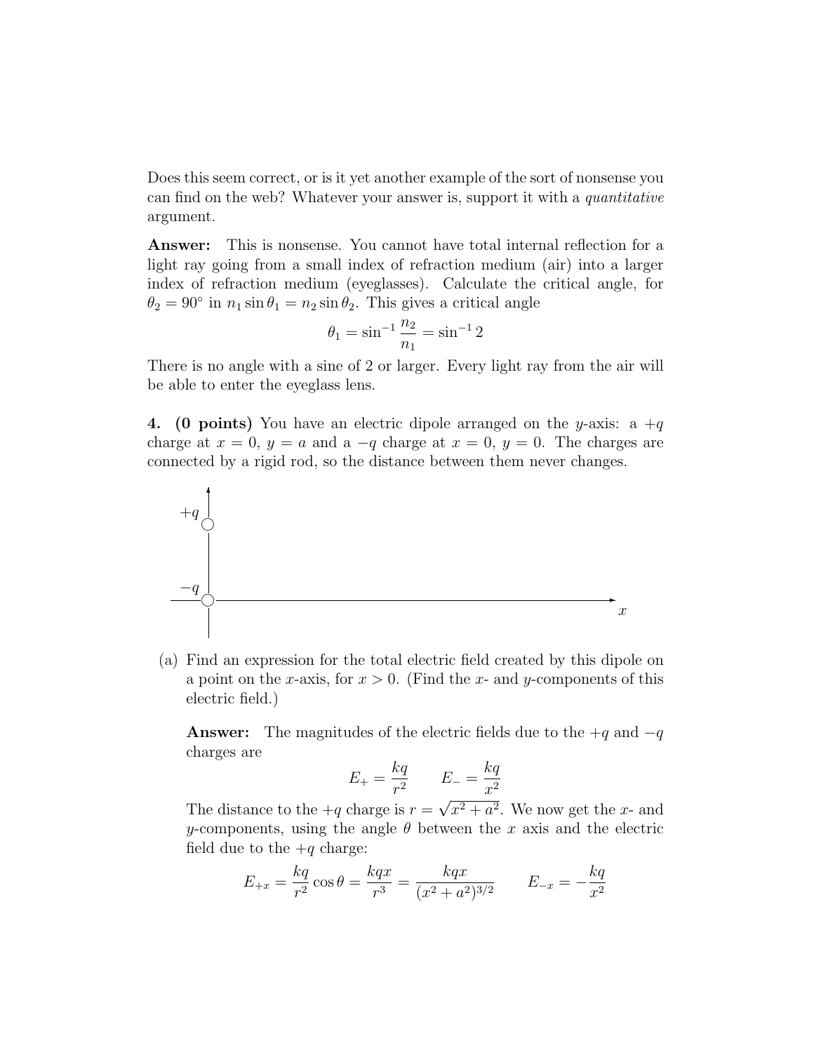Does this seem correct, or is it yet another example of the sort of nonsense you can find on the web? Whatever your answer is, support it with a *quantitative* argument.

**Answer:** This is nonsense. You cannot have total internal reflection for a light ray going from a small index of refraction medium (air) into a larger index of refraction medium (eyeglasses). Calculate the critical angle, for $\theta_2 = 90°$ in $n_1 \sin \theta_1 = n_2 \sin \theta_2$. This gives a critical angle

$$\theta_1 = \sin^{-1} \frac{n_2}{n_1} = \sin^{-1} 2$$

There is no angle with a sine of 2 or larger. Every light ray from the air will be able to enter the eyeglass lens.

**4. (0 points)** You have an electric dipole arranged on the $y$-axis: a $+q$ charge at $x = 0$, $y = a$ and a $-q$ charge at $x = 0$, $y = 0$. The charges are connected by a rigid rod, so the distance between them never changes.

(a) Find an expression for the total electric field created by this dipole on a point on the $x$-axis, for $x > 0$. (Find the $x$- and $y$-components of this electric field.)

**Answer:** The magnitudes of the electric fields due to the $+q$ and $-q$ charges are

$$E_+ = \frac{kq}{r^2} \qquad E_- = \frac{kq}{x^2}$$

The distance to the $+q$ charge is $r = \sqrt{x^2 + a^2}$. We now get the $x$- and $y$-components, using the angle $\theta$ between the $x$ axis and the electric field due to the $+q$ charge:

$$E_{+x} = \frac{kq}{r^2} \cos \theta = \frac{kqx}{r^3} = \frac{kqx}{(x^2 + a^2)^{3/2}} \qquad E_{-x} = -\frac{kq}{x^2}$$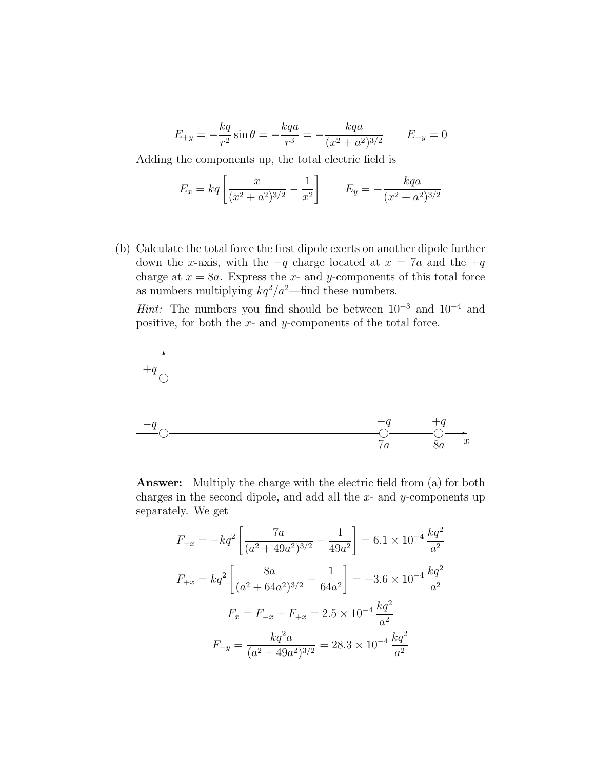$$E_{+y} = -\frac{kq}{r^2}\sin\theta = -\frac{kqa}{r^3} = -\frac{kqa}{(x^2+a^2)^{3/2}} \qquad E_{-y} = 0$$

Adding the components up, the total electric field is

$$E_x = kq\left[\frac{x}{(x^2+a^2)^{3/2}} - \frac{1}{x^2}\right] \qquad E_y = -\frac{kqa}{(x^2+a^2)^{3/2}}$$

(b) Calculate the total force the first dipole exerts on another dipole further down the $x$-axis, with the $-q$ charge located at $x = 7a$ and the $+q$ charge at $x = 8a$. Express the $x$- and $y$-components of this total force as numbers multiplying $kq^2/a^2$—find these numbers.

*Hint:* The numbers you find should be between $10^{-3}$ and $10^{-4}$ and positive, for both the $x$- and $y$-components of the total force.

**Answer:** Multiply the charge with the electric field from (a) for both charges in the second dipole, and add all the $x$- and $y$-components up separately. We get

$$F_{-x} = -kq^2\left[\frac{7a}{(a^2+49a^2)^{3/2}} - \frac{1}{49a^2}\right] = 6.1\times10^{-4}\,\frac{kq^2}{a^2}$$

$$F_{+x} = kq^2\left[\frac{8a}{(a^2+64a^2)^{3/2}} - \frac{1}{64a^2}\right] = -3.6\times10^{-4}\,\frac{kq^2}{a^2}$$

$$F_x = F_{-x} + F_{+x} = 2.5\times10^{-4}\,\frac{kq^2}{a^2}$$

$$F_{-y} = \frac{kq^2 a}{(a^2+49a^2)^{3/2}} = 28.3\times10^{-4}\,\frac{kq^2}{a^2}$$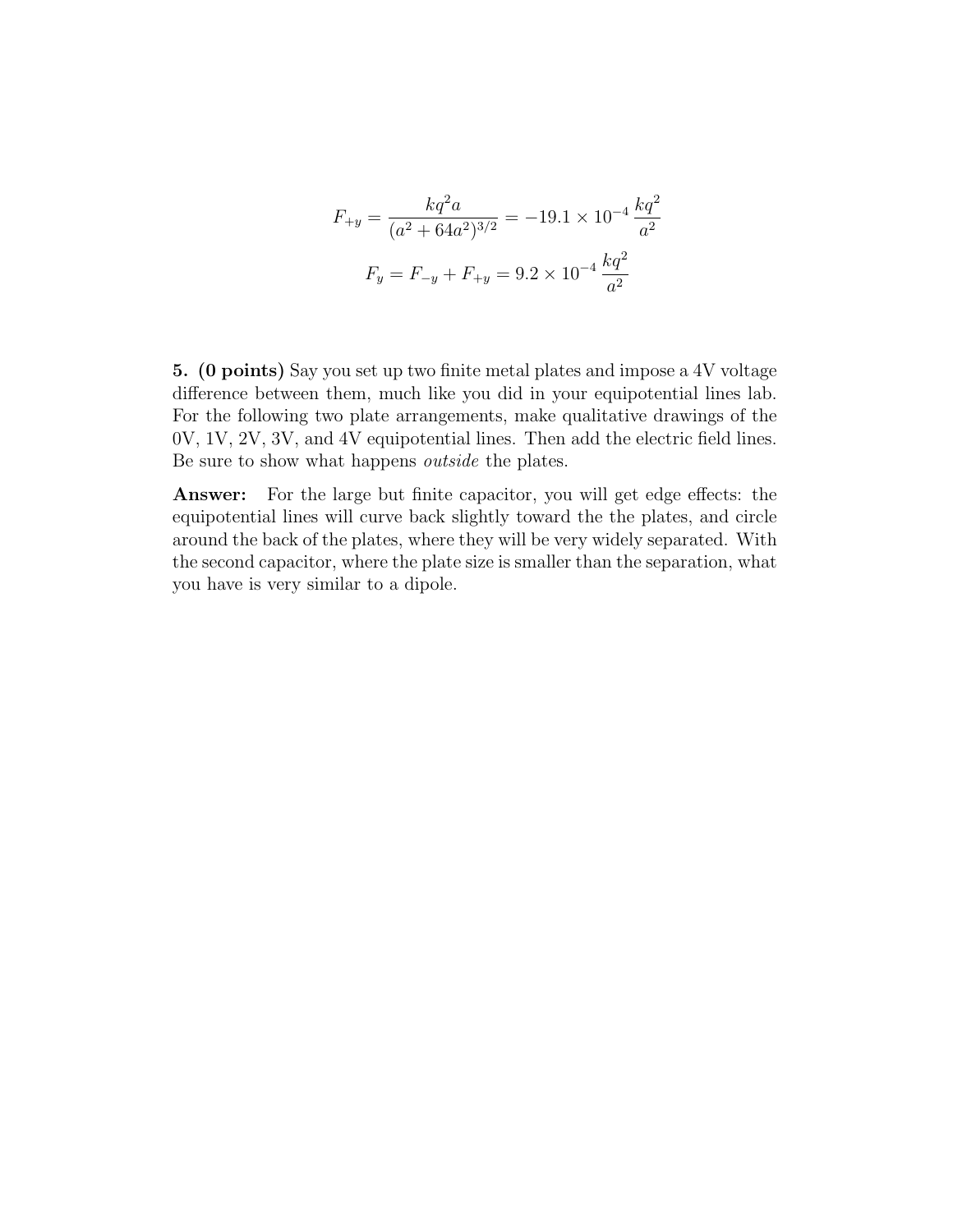$$F_{+y} = \frac{kq^2 a}{(a^2 + 64a^2)^{3/2}} = -19.1 \times 10^{-4} \frac{kq^2}{a^2}$$

$$F_y = F_{-y} + F_{+y} = 9.2 \times 10^{-4} \frac{kq^2}{a^2}$$

**5. (0 points)** Say you set up two finite metal plates and impose a 4V voltage difference between them, much like you did in your equipotential lines lab. For the following two plate arrangements, make qualitative drawings of the 0V, 1V, 2V, 3V, and 4V equipotential lines. Then add the electric field lines. Be sure to show what happens *outside* the plates.

**Answer:** For the large but finite capacitor, you will get edge effects: the equipotential lines will curve back slightly toward the the plates, and circle around the back of the plates, where they will be very widely separated. With the second capacitor, where the plate size is smaller than the separation, what you have is very similar to a dipole.